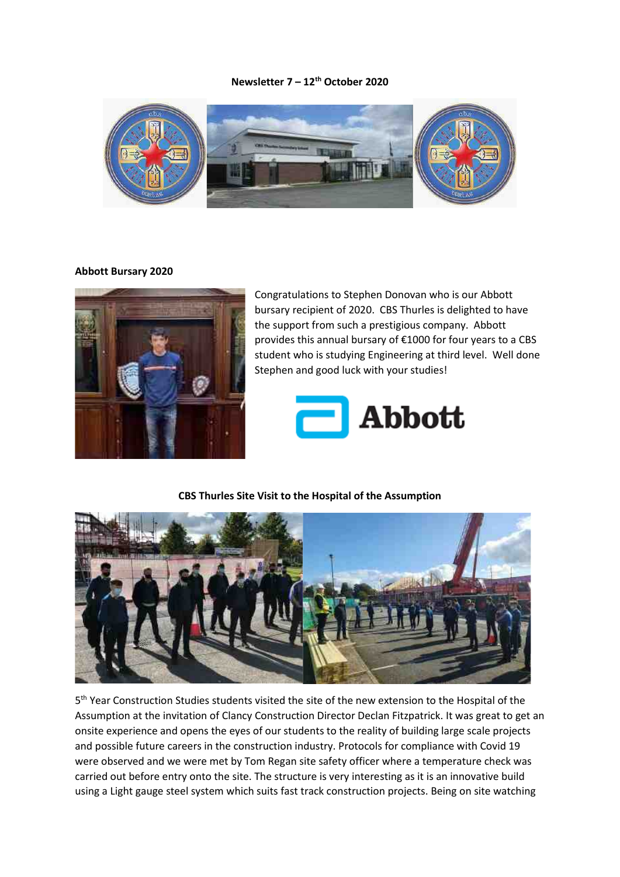**Newsletter 7 – 12th October 2020**

**Abbott Bursary 2020**

Congratulations to Stephen Donovan who is our Abbott bursary recipient of 2020. CBS Thurles is delighted to have the support from such a prestigious company. Abbott provides this annual bursary of €1000 for four years to a CBS student who is studying Engineering at third level. Well done Stephen and good luck with your studies!

**CBS Thurles Site Visit to the Hospital of the Assumption**

5th Year Construction Studies students visited the site of the new extension to the Hospital of the Assumption at the invitation of Clancy Construction Director Declan Fitzpatrick. It was great to get an onsite experience and opens the eyes of our students to the reality of building large scale projects and possible future careers in the construction industry. Protocols for compliance with Covid 19 were observed and we were met by Tom Regan site safety officer where a temperature check was carried out before entry onto the site. The structure is very interesting as it is an innovative build using a Light gauge steel system which suits fast track construction projects. Being on site watching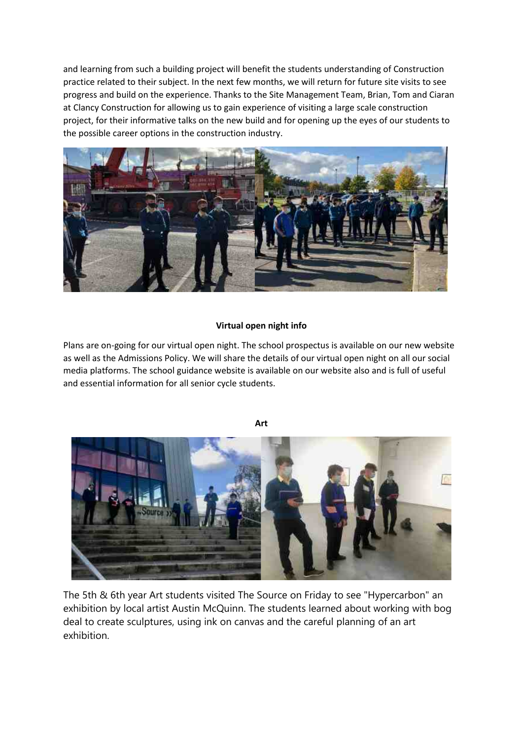and learning from such a building project will benefit the students understanding of Construction practice related to their subject. In the next few months, we will return for future site visits to see progress and build on the experience. Thanks to the Site Management Team, Brian, Tom and Ciaran at Clancy Construction for allowing us to gain experience of visiting a large scale construction project, for their informative talks on the new build and for opening up the eyes of our students to the possible career options in the construction industry.

**Virtual open night info**

Plans are on-going for our virtual open night. The school prospectus is available on our new website as well as the Admissions Policy. We will share the details of our virtual open night on all our social media platforms. The school guidance website is available on our website also and is full of useful and essential information for all senior cycle students.

**Art**

The 5th & 6th year Art students visited The Source on Friday to see "Hypercarbon" an exhibition by local artist Austin McQuinn. The students learned about working with bog deal to create sculptures, using ink on canvas and the careful planning of an art exhibition.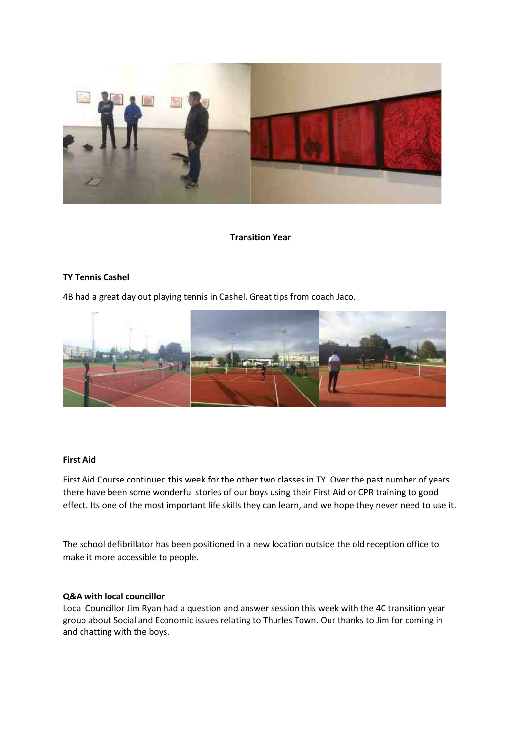**Transition Year**

**TY Tennis Cashel**

4B had a great day out playing tennis in Cashel. Great tips from coach Jaco.

**First Aid**

First Aid Course continued this week for the other two classes in TY. Over the past number of years there have been some wonderful stories of our boys using their First Aid or CPR training to good effect. Its one of the most important life skills they can learn, and we hope they never need to use it.

The school defibrillator has been positioned in a new location outside the old reception office to make it more accessible to people.

**Q&A with local councillor**

Local Councillor Jim Ryan had a question and answer session this week with the 4C transition year group about Social and Economic issues relating to Thurles Town. Our thanks to Jim for coming in and chatting with the boys.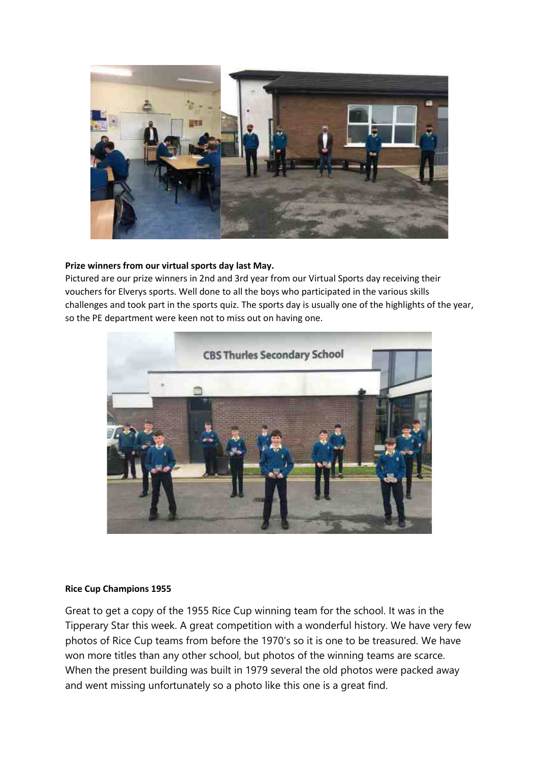**Prize winners from our virtual sports day last May.**

Pictured are our prize winners in 2nd and 3rd year from our Virtual Sports day receiving their vouchers for Elverys sports. Well done to all the boys who participated in the various skills challenges and took part in the sports quiz. The sports day is usually one of the highlights of the year, so the PE department were keen not to miss out on having one.

**Rice Cup Champions 1955**

Great to get a copy of the 1955 Rice Cup winning team for the school. It was in the Tipperary Star this week. A great competition with a wonderful history. We have very few photos of Rice Cup teams from before the 1970's so it is one to be treasured. We have won more titles than any other school, but photos of the winning teams are scarce. When the present building was built in 1979 several the old photos were packed away and went missing unfortunately so a photo like this one is a great find.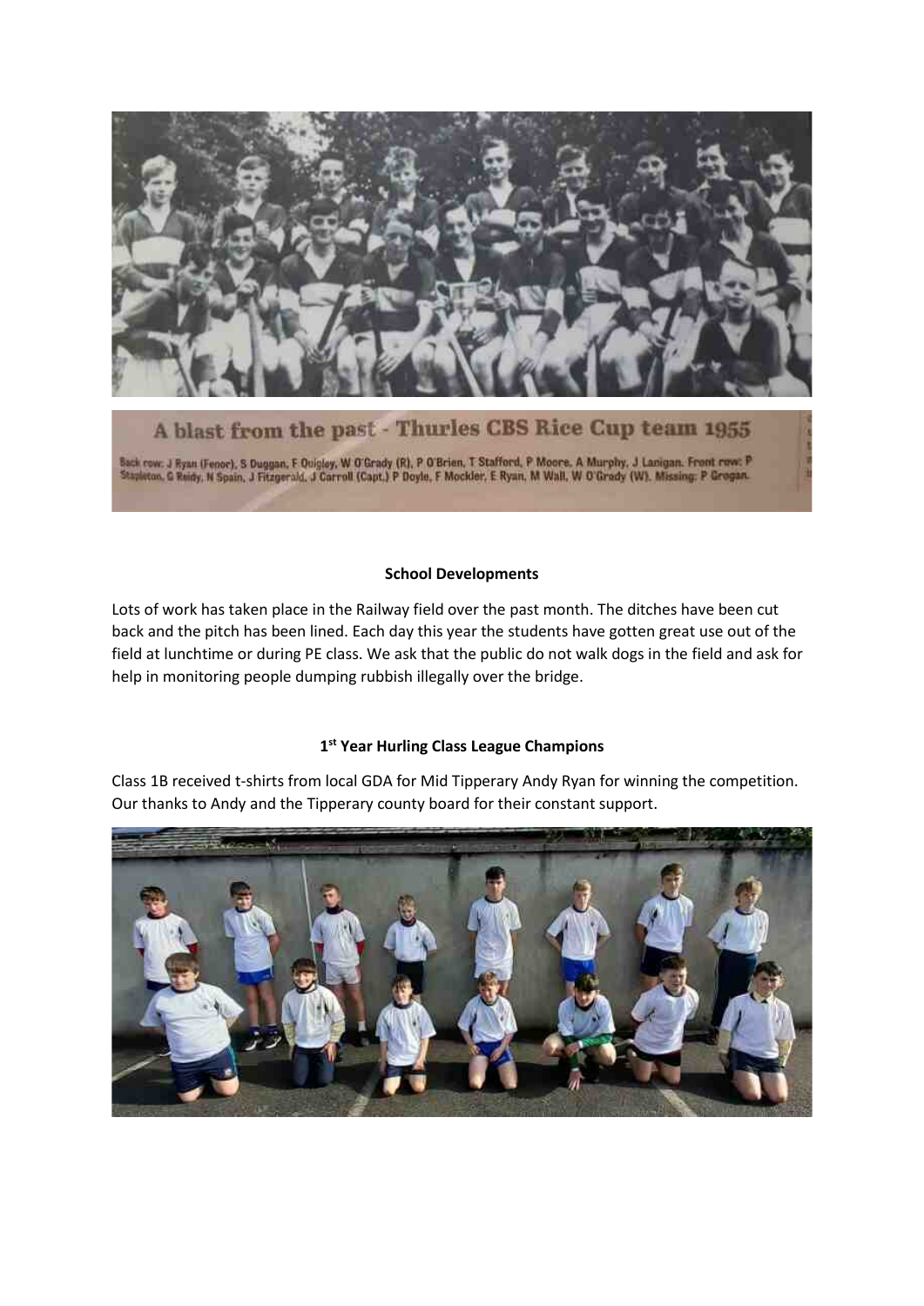A blast from the past - Thurles CBS Rice Cup team 1955

Back row: J Ryan (Fenor), S Duggan, F Quigley, W O'Grady (R), P O'Brien, T Stafford, P Moore, A Murphy, J Lanigan. Front row: P Stapleton, G Reidy, N Spain, J Fitzgerald, J Carroll (Capt.) P Doyle, F Mockler, E Ryan, M Wall, W O'Grady (W). Missing: P Grogan.

### School Developments

Lots of work has taken place in the Railway field over the past month. The ditches have been cut back and the pitch has been lined. Each day this year the students have gotten great use out of the field at lunchtime or during PE class. We ask that the public do not walk dogs in the field and ask for help in monitoring people dumping rubbish illegally over the bridge.

### 1st Year Hurling Class League Champions

Class 1B received t-shirts from local GDA for Mid Tipperary Andy Ryan for winning the competition. Our thanks to Andy and the Tipperary county board for their constant support.